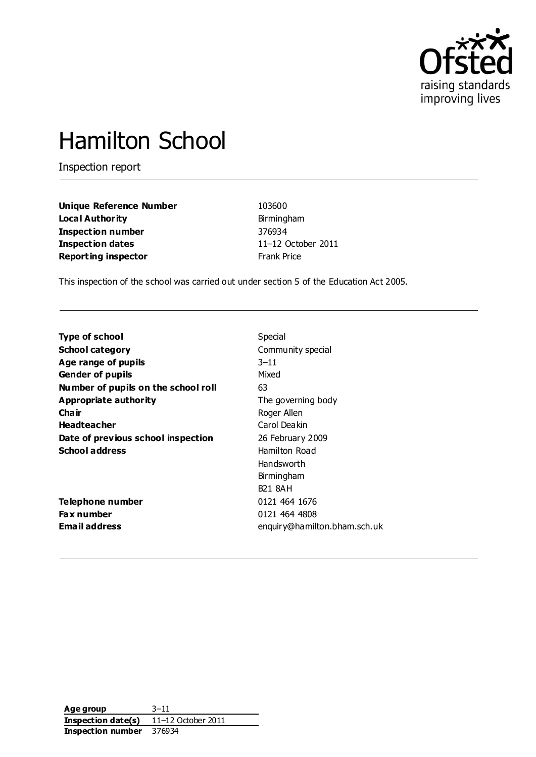# Hamilton School

Inspection report

| | |
|---|---|
| **Unique Reference Number** | 103600 |
| **Local Authority** | Birmingham |
| **Inspection number** | 376934 |
| **Inspection dates** | 11–12 October 2011 |
| **Reporting inspector** | Frank Price |

This inspection of the school was carried out under section 5 of the Education Act 2005.

| | |
|---|---|
| **Type of school** | Special |
| **School category** | Community special |
| **Age range of pupils** | 3–11 |
| **Gender of pupils** | Mixed |
| **Number of pupils on the school roll** | 63 |
| **Appropriate authority** | The governing body |
| **Chair** | Roger Allen |
| **Headteacher** | Carol Deakin |
| **Date of previous school inspection** | 26 February 2009 |
| **School address** | Hamilton Road<br>Handsworth<br>Birmingham<br>B21 8AH |
| **Telephone number** | 0121 464 1676 |
| **Fax number** | 0121 464 4808 |
| **Email address** | enquiry@hamilton.bham.sch.uk |

| | |
|---|---|
| **Age group** | 3–11 |
| **Inspection date(s)** | 11–12 October 2011 |
| **Inspection number** | 376934 |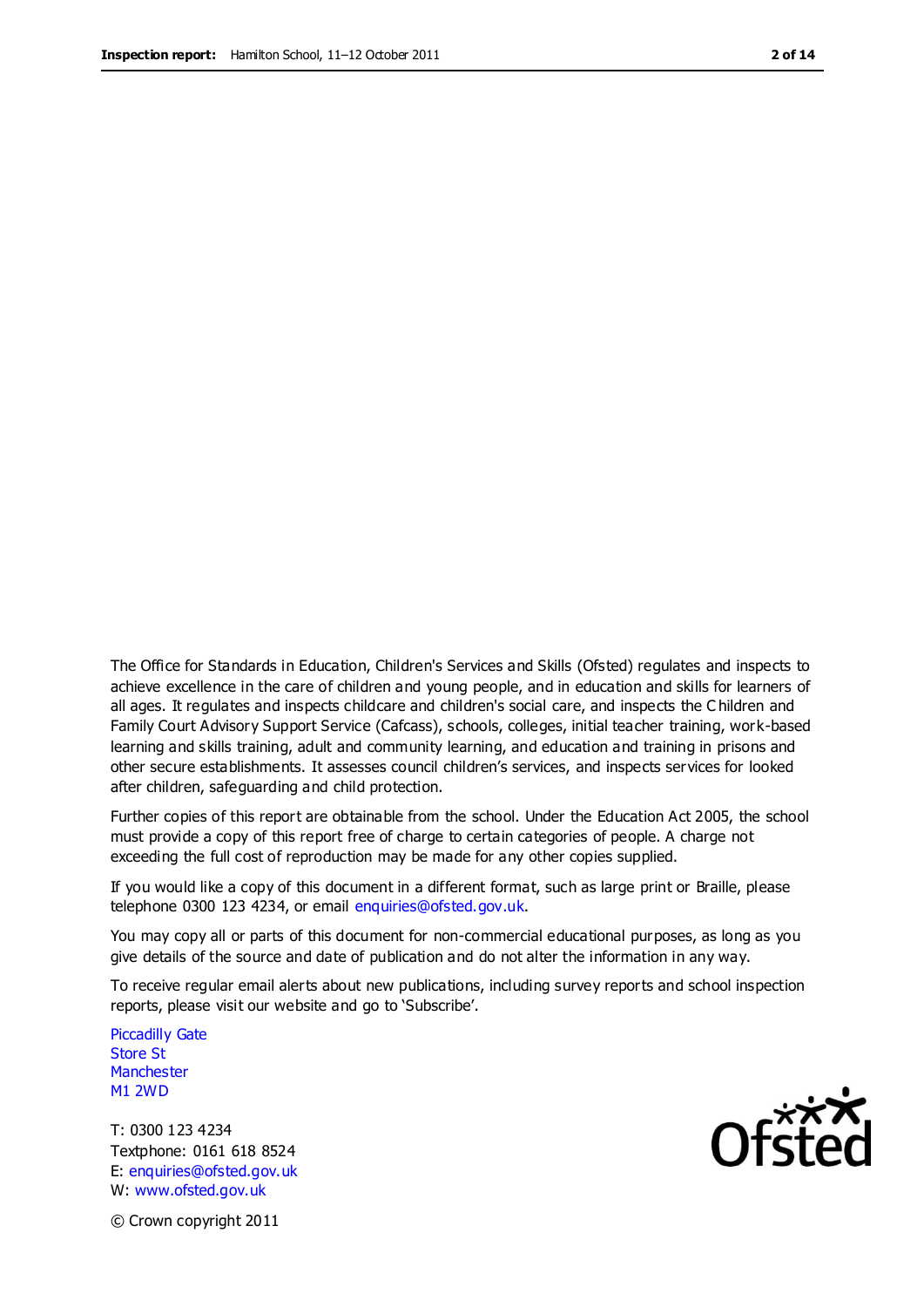The Office for Standards in Education, Children's Services and Skills (Ofsted) regulates and inspects to achieve excellence in the care of children and young people, and in education and skills for learners of all ages. It regulates and inspects childcare and children's social care, and inspects the Children and Family Court Advisory Support Service (Cafcass), schools, colleges, initial teacher training, work-based learning and skills training, adult and community learning, and education and training in prisons and other secure establishments. It assesses council children's services, and inspects services for looked after children, safeguarding and child protection.

Further copies of this report are obtainable from the school. Under the Education Act 2005, the school must provide a copy of this report free of charge to certain categories of people. A charge not exceeding the full cost of reproduction may be made for any other copies supplied.

If you would like a copy of this document in a different format, such as large print or Braille, please telephone 0300 123 4234, or email enquiries@ofsted.gov.uk.

You may copy all or parts of this document for non-commercial educational purposes, as long as you give details of the source and date of publication and do not alter the information in any way.

To receive regular email alerts about new publications, including survey reports and school inspection reports, please visit our website and go to 'Subscribe'.

Piccadilly Gate
Store St
Manchester
M1 2WD

T: 0300 123 4234
Textphone: 0161 618 8524
E: enquiries@ofsted.gov.uk
W: www.ofsted.gov.uk

© Crown copyright 2011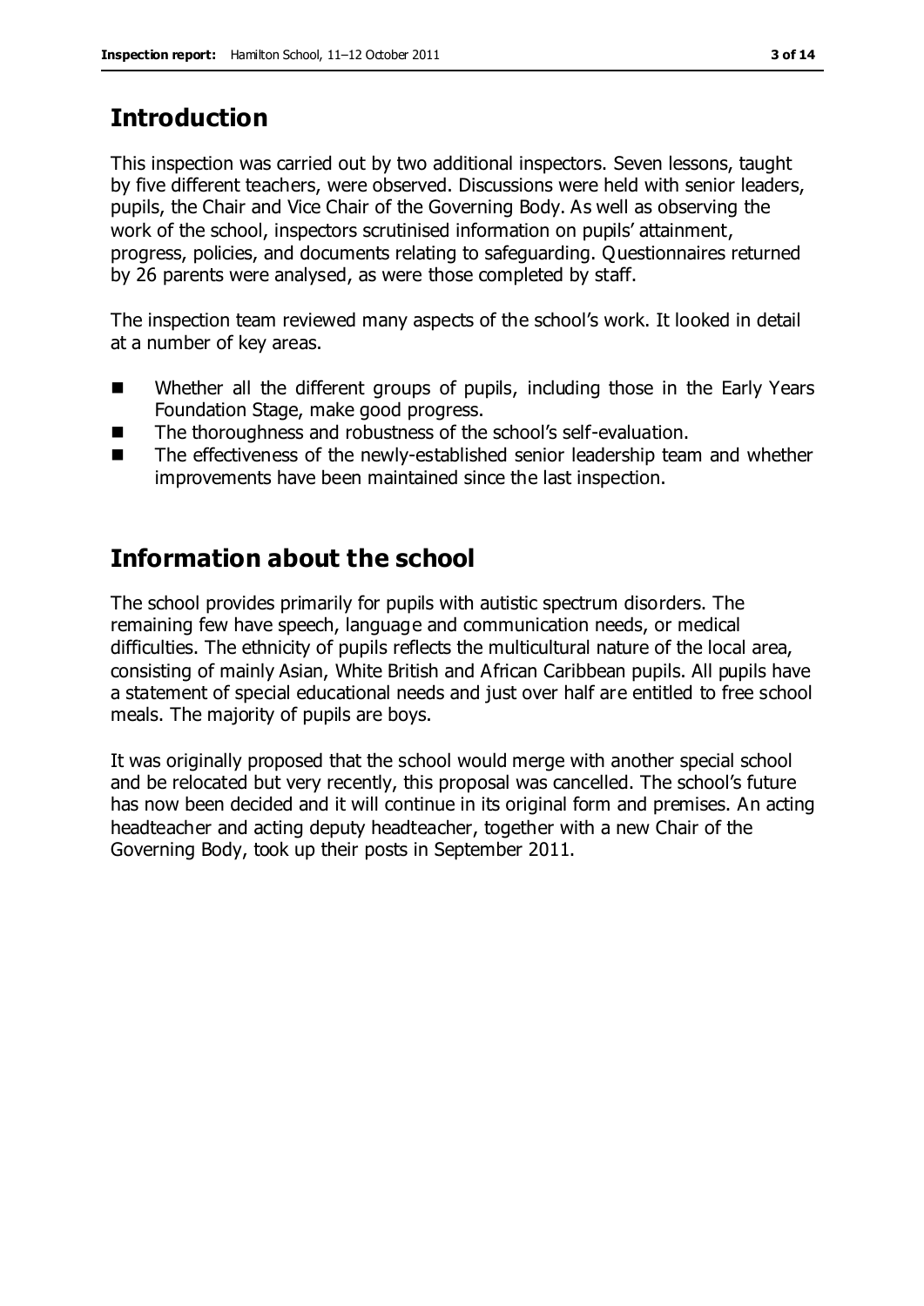## Introduction

This inspection was carried out by two additional inspectors. Seven lessons, taught by five different teachers, were observed. Discussions were held with senior leaders, pupils, the Chair and Vice Chair of the Governing Body. As well as observing the work of the school, inspectors scrutinised information on pupils' attainment, progress, policies, and documents relating to safeguarding. Questionnaires returned by 26 parents were analysed, as were those completed by staff.

The inspection team reviewed many aspects of the school's work. It looked in detail at a number of key areas.

- Whether all the different groups of pupils, including those in the Early Years Foundation Stage, make good progress.
- The thoroughness and robustness of the school's self-evaluation.
- The effectiveness of the newly-established senior leadership team and whether improvements have been maintained since the last inspection.

## Information about the school

The school provides primarily for pupils with autistic spectrum disorders. The remaining few have speech, language and communication needs, or medical difficulties. The ethnicity of pupils reflects the multicultural nature of the local area, consisting of mainly Asian, White British and African Caribbean pupils. All pupils have a statement of special educational needs and just over half are entitled to free school meals. The majority of pupils are boys.

It was originally proposed that the school would merge with another special school and be relocated but very recently, this proposal was cancelled. The school's future has now been decided and it will continue in its original form and premises. An acting headteacher and acting deputy headteacher, together with a new Chair of the Governing Body, took up their posts in September 2011.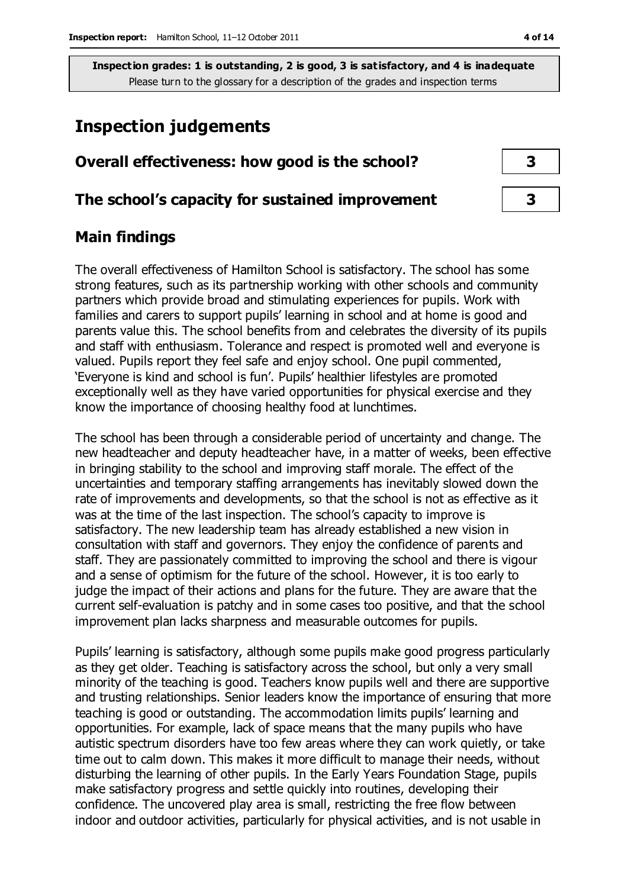**Inspection grades: 1 is outstanding, 2 is good, 3 is satisfactory, and 4 is inadequate**
Please turn to the glossary for a description of the grades and inspection terms

# Inspection judgements

| Overall effectiveness: how good is the school? | 3 |
|---|---|
| **The school's capacity for sustained improvement** | **3** |

## Main findings

The overall effectiveness of Hamilton School is satisfactory. The school has some strong features, such as its partnership working with other schools and community partners which provide broad and stimulating experiences for pupils. Work with families and carers to support pupils' learning in school and at home is good and parents value this. The school benefits from and celebrates the diversity of its pupils and staff with enthusiasm. Tolerance and respect is promoted well and everyone is valued. Pupils report they feel safe and enjoy school. One pupil commented, 'Everyone is kind and school is fun'. Pupils' healthier lifestyles are promoted exceptionally well as they have varied opportunities for physical exercise and they know the importance of choosing healthy food at lunchtimes.

The school has been through a considerable period of uncertainty and change. The new headteacher and deputy headteacher have, in a matter of weeks, been effective in bringing stability to the school and improving staff morale. The effect of the uncertainties and temporary staffing arrangements has inevitably slowed down the rate of improvements and developments, so that the school is not as effective as it was at the time of the last inspection. The school's capacity to improve is satisfactory. The new leadership team has already established a new vision in consultation with staff and governors. They enjoy the confidence of parents and staff. They are passionately committed to improving the school and there is vigour and a sense of optimism for the future of the school. However, it is too early to judge the impact of their actions and plans for the future. They are aware that the current self-evaluation is patchy and in some cases too positive, and that the school improvement plan lacks sharpness and measurable outcomes for pupils.

Pupils' learning is satisfactory, although some pupils make good progress particularly as they get older. Teaching is satisfactory across the school, but only a very small minority of the teaching is good. Teachers know pupils well and there are supportive and trusting relationships. Senior leaders know the importance of ensuring that more teaching is good or outstanding. The accommodation limits pupils' learning and opportunities. For example, lack of space means that the many pupils who have autistic spectrum disorders have too few areas where they can work quietly, or take time out to calm down. This makes it more difficult to manage their needs, without disturbing the learning of other pupils. In the Early Years Foundation Stage, pupils make satisfactory progress and settle quickly into routines, developing their confidence. The uncovered play area is small, restricting the free flow between indoor and outdoor activities, particularly for physical activities, and is not usable in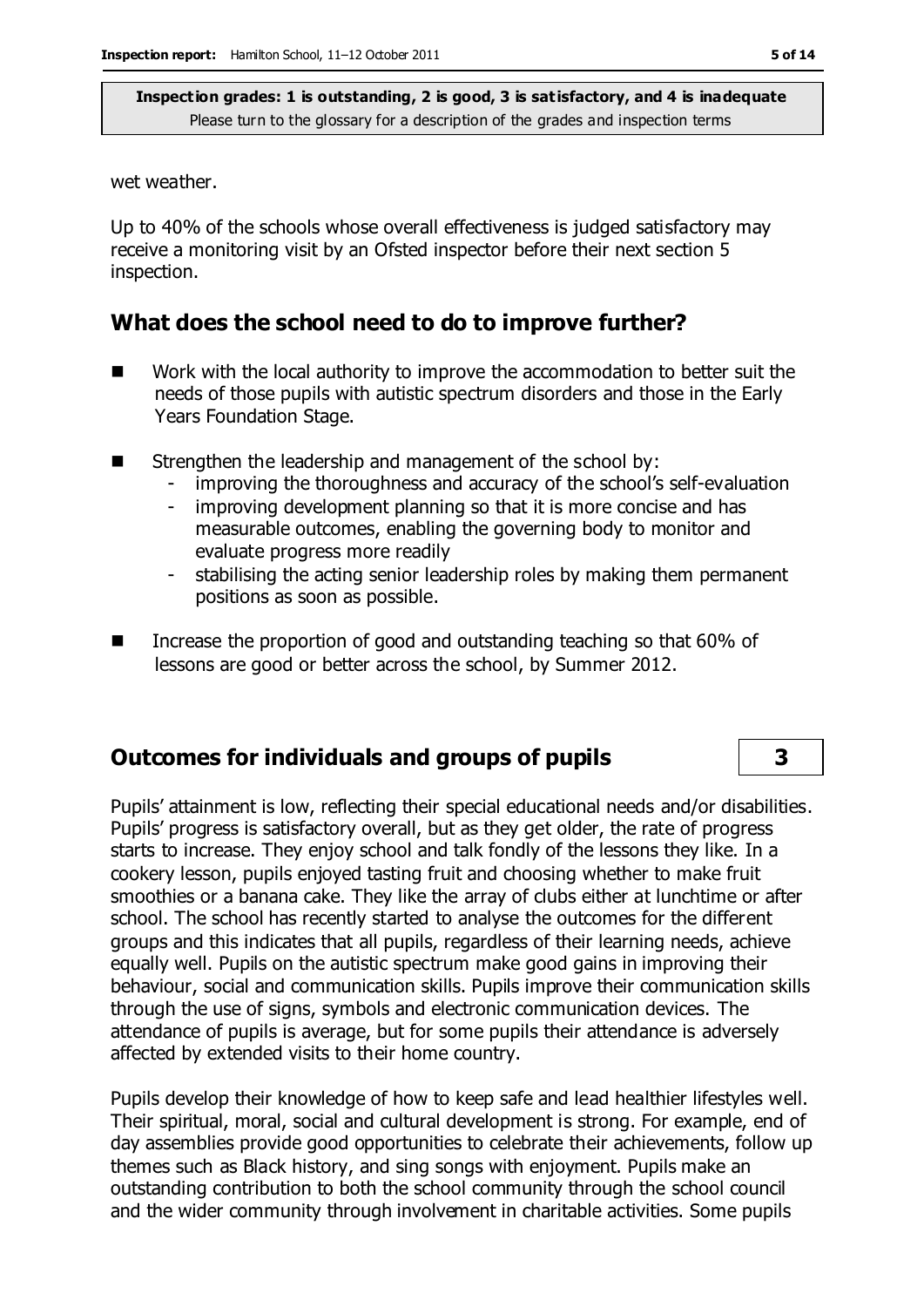wet weather.

Up to 40% of the schools whose overall effectiveness is judged satisfactory may receive a monitoring visit by an Ofsted inspector before their next section 5 inspection.

## What does the school need to do to improve further?

- Work with the local authority to improve the accommodation to better suit the needs of those pupils with autistic spectrum disorders and those in the Early Years Foundation Stage.
- Strengthen the leadership and management of the school by:
  - improving the thoroughness and accuracy of the school's self-evaluation
  - improving development planning so that it is more concise and has measurable outcomes, enabling the governing body to monitor and evaluate progress more readily
  - stabilising the acting senior leadership roles by making them permanent positions as soon as possible.
- Increase the proportion of good and outstanding teaching so that 60% of lessons are good or better across the school, by Summer 2012.

## Outcomes for individuals and groups of pupils — 3

Pupils' attainment is low, reflecting their special educational needs and/or disabilities. Pupils' progress is satisfactory overall, but as they get older, the rate of progress starts to increase. They enjoy school and talk fondly of the lessons they like. In a cookery lesson, pupils enjoyed tasting fruit and choosing whether to make fruit smoothies or a banana cake. They like the array of clubs either at lunchtime or after school. The school has recently started to analyse the outcomes for the different groups and this indicates that all pupils, regardless of their learning needs, achieve equally well. Pupils on the autistic spectrum make good gains in improving their behaviour, social and communication skills. Pupils improve their communication skills through the use of signs, symbols and electronic communication devices. The attendance of pupils is average, but for some pupils their attendance is adversely affected by extended visits to their home country.

Pupils develop their knowledge of how to keep safe and lead healthier lifestyles well. Their spiritual, moral, social and cultural development is strong. For example, end of day assemblies provide good opportunities to celebrate their achievements, follow up themes such as Black history, and sing songs with enjoyment. Pupils make an outstanding contribution to both the school community through the school council and the wider community through involvement in charitable activities. Some pupils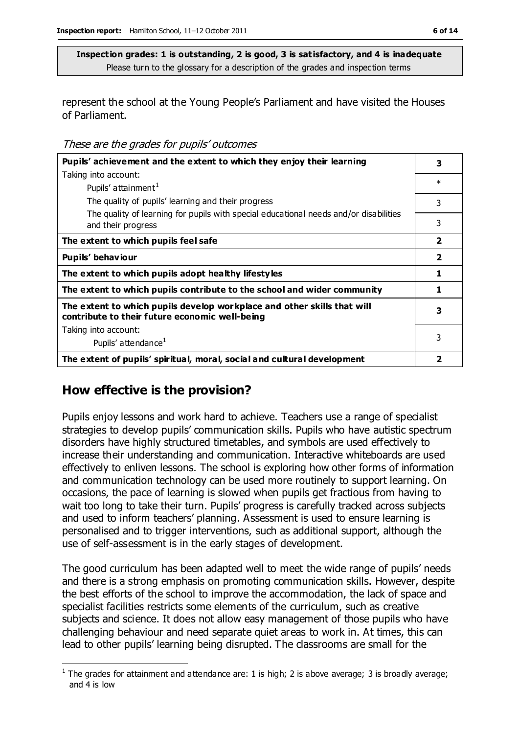**Inspection grades: 1 is outstanding, 2 is good, 3 is satisfactory, and 4 is inadequate**
Please turn to the glossary for a description of the grades and inspection terms

represent the school at the Young People's Parliament and have visited the Houses of Parliament.

*These are the grades for pupils' outcomes*

| | |
|---|---|
| **Pupils' achievement and the extent to which they enjoy their learning** | **3** |
| Taking into account: Pupils' attainment[1] | * |
| The quality of pupils' learning and their progress | 3 |
| The quality of learning for pupils with special educational needs and/or disabilities and their progress | 3 |
| **The extent to which pupils feel safe** | **2** |
| **Pupils' behaviour** | **2** |
| **The extent to which pupils adopt healthy lifestyles** | **1** |
| **The extent to which pupils contribute to the school and wider community** | **1** |
| **The extent to which pupils develop workplace and other skills that will contribute to their future economic well-being** | **3** |
| Taking into account: Pupils' attendance[1] | 3 |
| **The extent of pupils' spiritual, moral, social and cultural development** | **2** |

## How effective is the provision?

Pupils enjoy lessons and work hard to achieve. Teachers use a range of specialist strategies to develop pupils' communication skills. Pupils who have autistic spectrum disorders have highly structured timetables, and symbols are used effectively to increase their understanding and communication. Interactive whiteboards are used effectively to enliven lessons. The school is exploring how other forms of information and communication technology can be used more routinely to support learning. On occasions, the pace of learning is slowed when pupils get fractious from having to wait too long to take their turn. Pupils' progress is carefully tracked across subjects and used to inform teachers' planning. Assessment is used to ensure learning is personalised and to trigger interventions, such as additional support, although the use of self-assessment is in the early stages of development.

The good curriculum has been adapted well to meet the wide range of pupils' needs and there is a strong emphasis on promoting communication skills. However, despite the best efforts of the school to improve the accommodation, the lack of space and specialist facilities restricts some elements of the curriculum, such as creative subjects and science. It does not allow easy management of those pupils who have challenging behaviour and need separate quiet areas to work in. At times, this can lead to other pupils' learning being disrupted. The classrooms are small for the

[1] The grades for attainment and attendance are: 1 is high; 2 is above average; 3 is broadly average; and 4 is low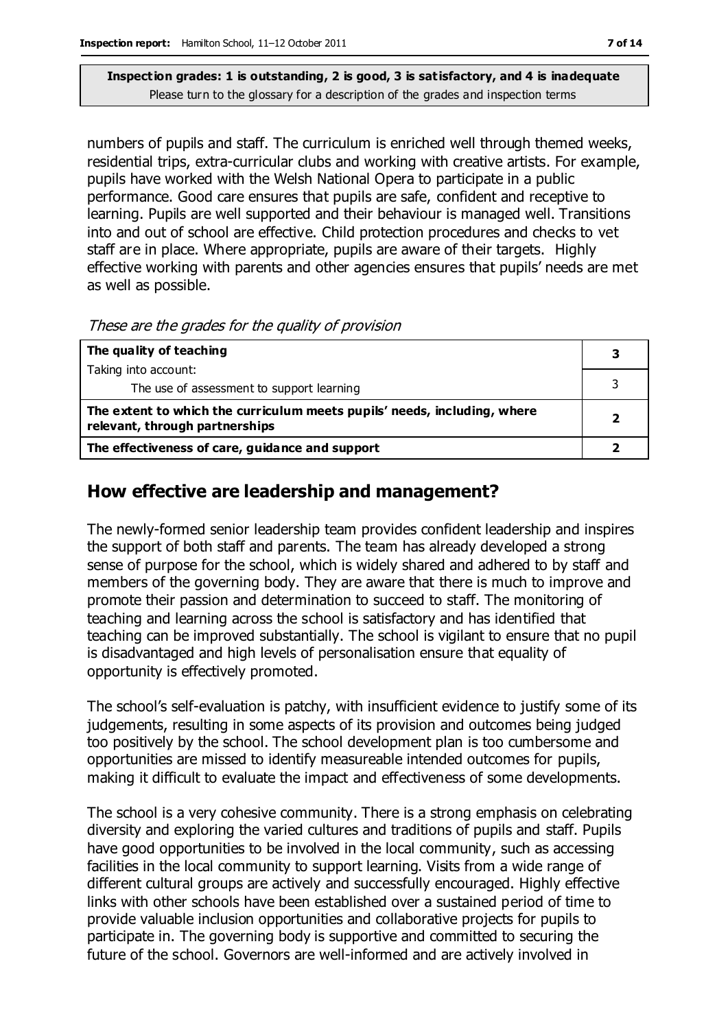**Inspection grades: 1 is outstanding, 2 is good, 3 is satisfactory, and 4 is inadequate**
Please turn to the glossary for a description of the grades and inspection terms

numbers of pupils and staff. The curriculum is enriched well through themed weeks, residential trips, extra-curricular clubs and working with creative artists. For example, pupils have worked with the Welsh National Opera to participate in a public performance. Good care ensures that pupils are safe, confident and receptive to learning. Pupils are well supported and their behaviour is managed well. Transitions into and out of school are effective. Child protection procedures and checks to vet staff are in place. Where appropriate, pupils are aware of their targets. Highly effective working with parents and other agencies ensures that pupils' needs are met as well as possible.

*These are the grades for the quality of provision*

| | |
|---|---|
| **The quality of teaching** | **3** |
| Taking into account:<br>The use of assessment to support learning | 3 |
| **The extent to which the curriculum meets pupils' needs, including, where relevant, through partnerships** | **2** |
| **The effectiveness of care, guidance and support** | **2** |

## How effective are leadership and management?

The newly-formed senior leadership team provides confident leadership and inspires the support of both staff and parents. The team has already developed a strong sense of purpose for the school, which is widely shared and adhered to by staff and members of the governing body. They are aware that there is much to improve and promote their passion and determination to succeed to staff. The monitoring of teaching and learning across the school is satisfactory and has identified that teaching can be improved substantially. The school is vigilant to ensure that no pupil is disadvantaged and high levels of personalisation ensure that equality of opportunity is effectively promoted.

The school's self-evaluation is patchy, with insufficient evidence to justify some of its judgements, resulting in some aspects of its provision and outcomes being judged too positively by the school. The school development plan is too cumbersome and opportunities are missed to identify measureable intended outcomes for pupils, making it difficult to evaluate the impact and effectiveness of some developments.

The school is a very cohesive community. There is a strong emphasis on celebrating diversity and exploring the varied cultures and traditions of pupils and staff. Pupils have good opportunities to be involved in the local community, such as accessing facilities in the local community to support learning. Visits from a wide range of different cultural groups are actively and successfully encouraged. Highly effective links with other schools have been established over a sustained period of time to provide valuable inclusion opportunities and collaborative projects for pupils to participate in. The governing body is supportive and committed to securing the future of the school. Governors are well-informed and are actively involved in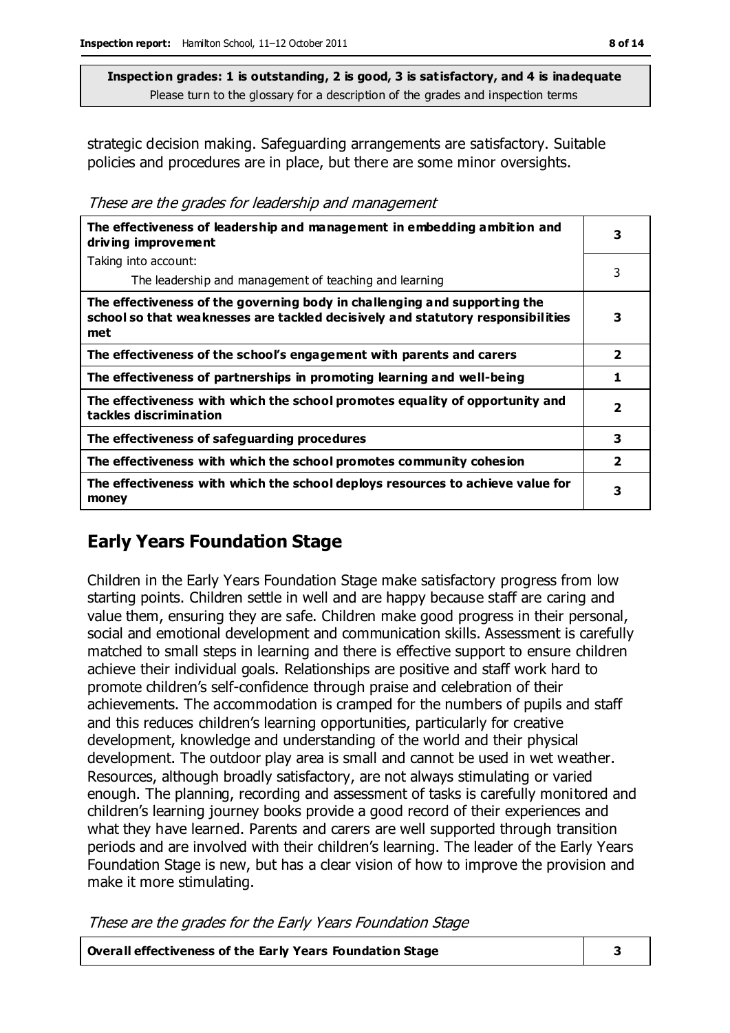**Inspection grades: 1 is outstanding, 2 is good, 3 is satisfactory, and 4 is inadequate**
Please turn to the glossary for a description of the grades and inspection terms

strategic decision making. Safeguarding arrangements are satisfactory. Suitable policies and procedures are in place, but there are some minor oversights.

*These are the grades for leadership and management*

| | |
|---|---|
| **The effectiveness of leadership and management in embedding ambition and driving improvement** | **3** |
| Taking into account: The leadership and management of teaching and learning | 3 |
| **The effectiveness of the governing body in challenging and supporting the school so that weaknesses are tackled decisively and statutory responsibilities met** | **3** |
| **The effectiveness of the school's engagement with parents and carers** | **2** |
| **The effectiveness of partnerships in promoting learning and well-being** | **1** |
| **The effectiveness with which the school promotes equality of opportunity and tackles discrimination** | **2** |
| **The effectiveness of safeguarding procedures** | **3** |
| **The effectiveness with which the school promotes community cohesion** | **2** |
| **The effectiveness with which the school deploys resources to achieve value for money** | **3** |

## Early Years Foundation Stage

Children in the Early Years Foundation Stage make satisfactory progress from low starting points. Children settle in well and are happy because staff are caring and value them, ensuring they are safe. Children make good progress in their personal, social and emotional development and communication skills. Assessment is carefully matched to small steps in learning and there is effective support to ensure children achieve their individual goals. Relationships are positive and staff work hard to promote children's self-confidence through praise and celebration of their achievements. The accommodation is cramped for the numbers of pupils and staff and this reduces children's learning opportunities, particularly for creative development, knowledge and understanding of the world and their physical development. The outdoor play area is small and cannot be used in wet weather. Resources, although broadly satisfactory, are not always stimulating or varied enough. The planning, recording and assessment of tasks is carefully monitored and children's learning journey books provide a good record of their experiences and what they have learned. Parents and carers are well supported through transition periods and are involved with their children's learning. The leader of the Early Years Foundation Stage is new, but has a clear vision of how to improve the provision and make it more stimulating.

*These are the grades for the Early Years Foundation Stage*

| | |
|---|---|
| **Overall effectiveness of the Early Years Foundation Stage** | **3** |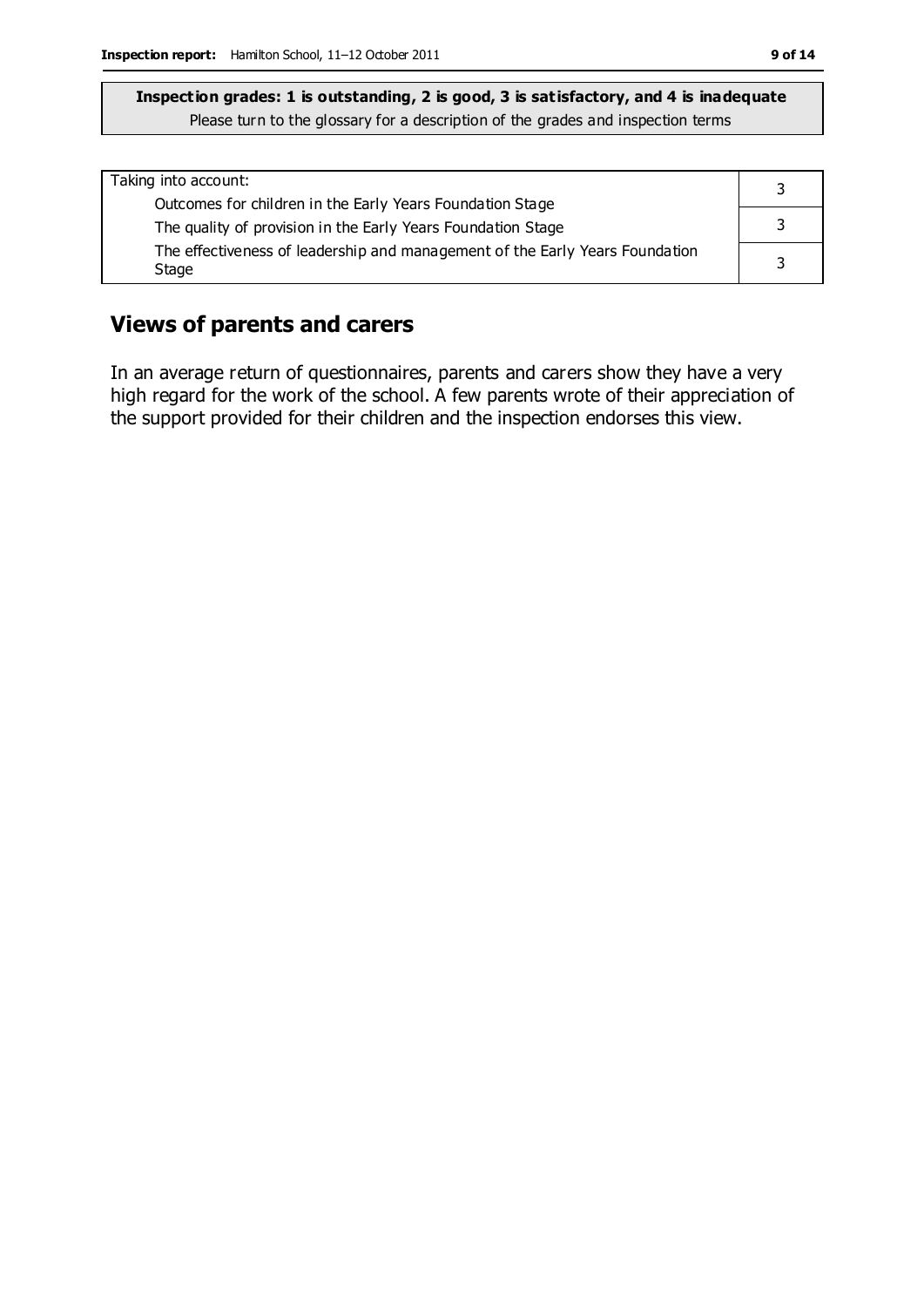**Inspection grades: 1 is outstanding, 2 is good, 3 is satisfactory, and 4 is inadequate**
Please turn to the glossary for a description of the grades and inspection terms

| Taking into account: | |
|---|---|
| Outcomes for children in the Early Years Foundation Stage | 3 |
| The quality of provision in the Early Years Foundation Stage | 3 |
| The effectiveness of leadership and management of the Early Years Foundation Stage | 3 |

## Views of parents and carers

In an average return of questionnaires, parents and carers show they have a very high regard for the work of the school. A few parents wrote of their appreciation of the support provided for their children and the inspection endorses this view.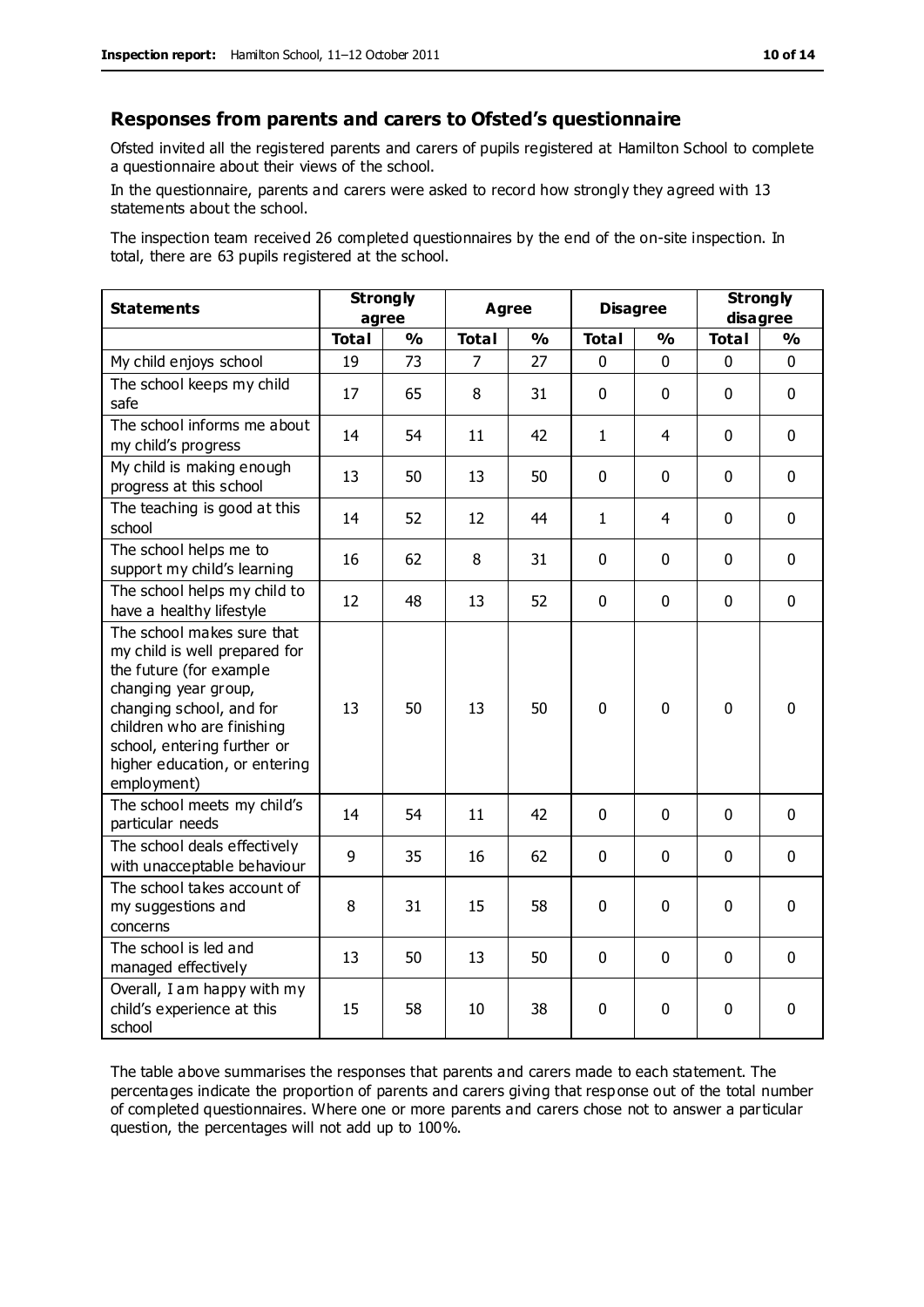## Responses from parents and carers to Ofsted's questionnaire

Ofsted invited all the registered parents and carers of pupils registered at Hamilton School to complete a questionnaire about their views of the school.

In the questionnaire, parents and carers were asked to record how strongly they agreed with 13 statements about the school.

The inspection team received 26 completed questionnaires by the end of the on-site inspection. In total, there are 63 pupils registered at the school.

| Statements | Strongly agree | | Agree | | Disagree | | Strongly disagree | |
|---|---|---|---|---|---|---|---|---|
| | Total | % | Total | % | Total | % | Total | % |
| My child enjoys school | 19 | 73 | 7 | 27 | 0 | 0 | 0 | 0 |
| The school keeps my child safe | 17 | 65 | 8 | 31 | 0 | 0 | 0 | 0 |
| The school informs me about my child's progress | 14 | 54 | 11 | 42 | 1 | 4 | 0 | 0 |
| My child is making enough progress at this school | 13 | 50 | 13 | 50 | 0 | 0 | 0 | 0 |
| The teaching is good at this school | 14 | 52 | 12 | 44 | 1 | 4 | 0 | 0 |
| The school helps me to support my child's learning | 16 | 62 | 8 | 31 | 0 | 0 | 0 | 0 |
| The school helps my child to have a healthy lifestyle | 12 | 48 | 13 | 52 | 0 | 0 | 0 | 0 |
| The school makes sure that my child is well prepared for the future (for example changing year group, changing school, and for children who are finishing school, entering further or higher education, or entering employment) | 13 | 50 | 13 | 50 | 0 | 0 | 0 | 0 |
| The school meets my child's particular needs | 14 | 54 | 11 | 42 | 0 | 0 | 0 | 0 |
| The school deals effectively with unacceptable behaviour | 9 | 35 | 16 | 62 | 0 | 0 | 0 | 0 |
| The school takes account of my suggestions and concerns | 8 | 31 | 15 | 58 | 0 | 0 | 0 | 0 |
| The school is led and managed effectively | 13 | 50 | 13 | 50 | 0 | 0 | 0 | 0 |
| Overall, I am happy with my child's experience at this school | 15 | 58 | 10 | 38 | 0 | 0 | 0 | 0 |

The table above summarises the responses that parents and carers made to each statement. The percentages indicate the proportion of parents and carers giving that response out of the total number of completed questionnaires. Where one or more parents and carers chose not to answer a particular question, the percentages will not add up to 100%.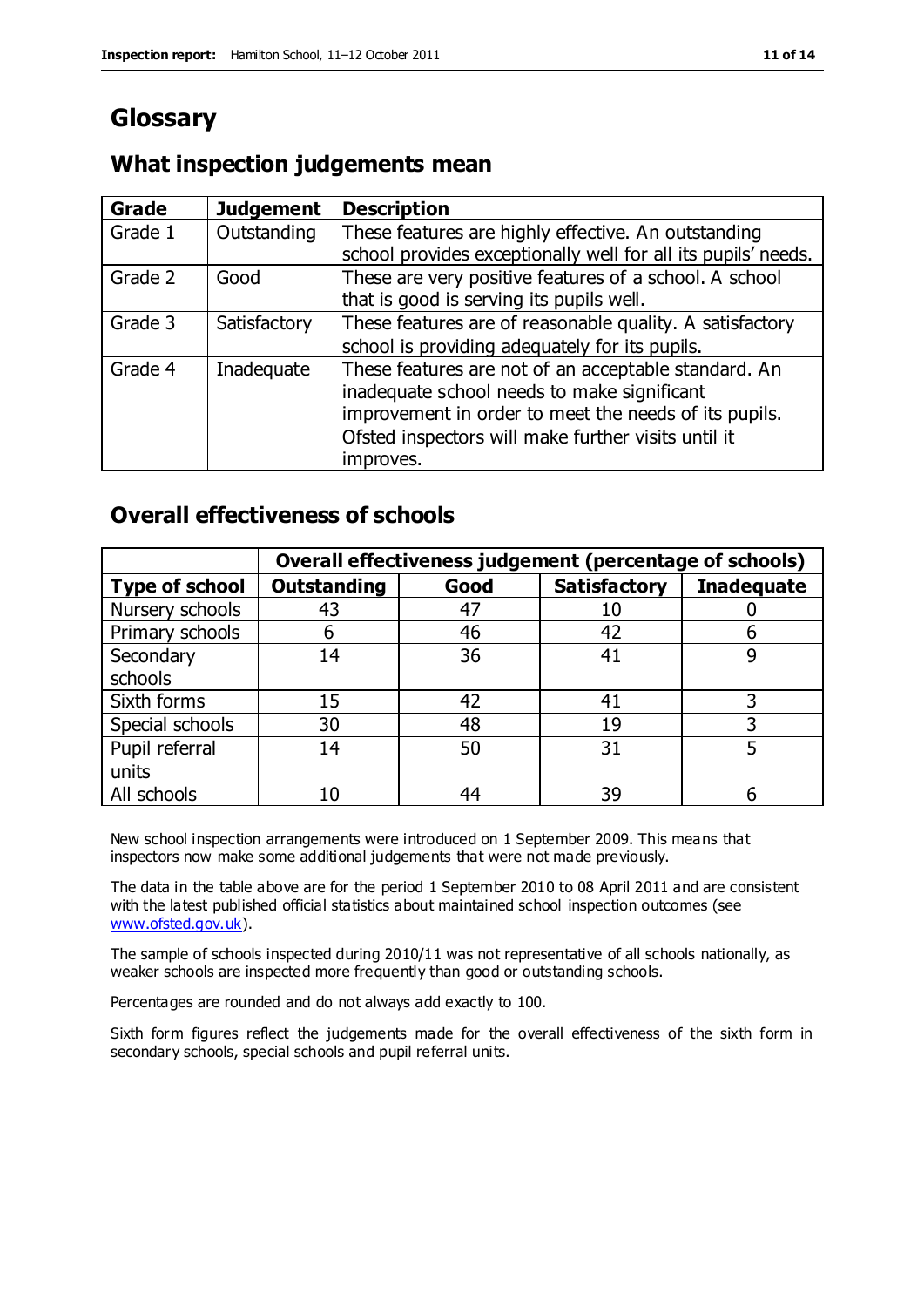# Glossary

## What inspection judgements mean

| Grade | Judgement | Description |
|---|---|---|
| Grade 1 | Outstanding | These features are highly effective. An outstanding school provides exceptionally well for all its pupils' needs. |
| Grade 2 | Good | These are very positive features of a school. A school that is good is serving its pupils well. |
| Grade 3 | Satisfactory | These features are of reasonable quality. A satisfactory school is providing adequately for its pupils. |
| Grade 4 | Inadequate | These features are not of an acceptable standard. An inadequate school needs to make significant improvement in order to meet the needs of its pupils. Ofsted inspectors will make further visits until it improves. |

## Overall effectiveness of schools

| | **Overall effectiveness judgement (percentage of schools)** | | | |
|---|---|---|---|---|
| **Type of school** | **Outstanding** | **Good** | **Satisfactory** | **Inadequate** |
| Nursery schools | 43 | 47 | 10 | 0 |
| Primary schools | 6 | 46 | 42 | 6 |
| Secondary schools | 14 | 36 | 41 | 9 |
| Sixth forms | 15 | 42 | 41 | 3 |
| Special schools | 30 | 48 | 19 | 3 |
| Pupil referral units | 14 | 50 | 31 | 5 |
| All schools | 10 | 44 | 39 | 6 |

New school inspection arrangements were introduced on 1 September 2009. This means that inspectors now make some additional judgements that were not made previously.

The data in the table above are for the period 1 September 2010 to 08 April 2011 and are consistent with the latest published official statistics about maintained school inspection outcomes (see www.ofsted.gov.uk).

The sample of schools inspected during 2010/11 was not representative of all schools nationally, as weaker schools are inspected more frequently than good or outstanding schools.

Percentages are rounded and do not always add exactly to 100.

Sixth form figures reflect the judgements made for the overall effectiveness of the sixth form in secondary schools, special schools and pupil referral units.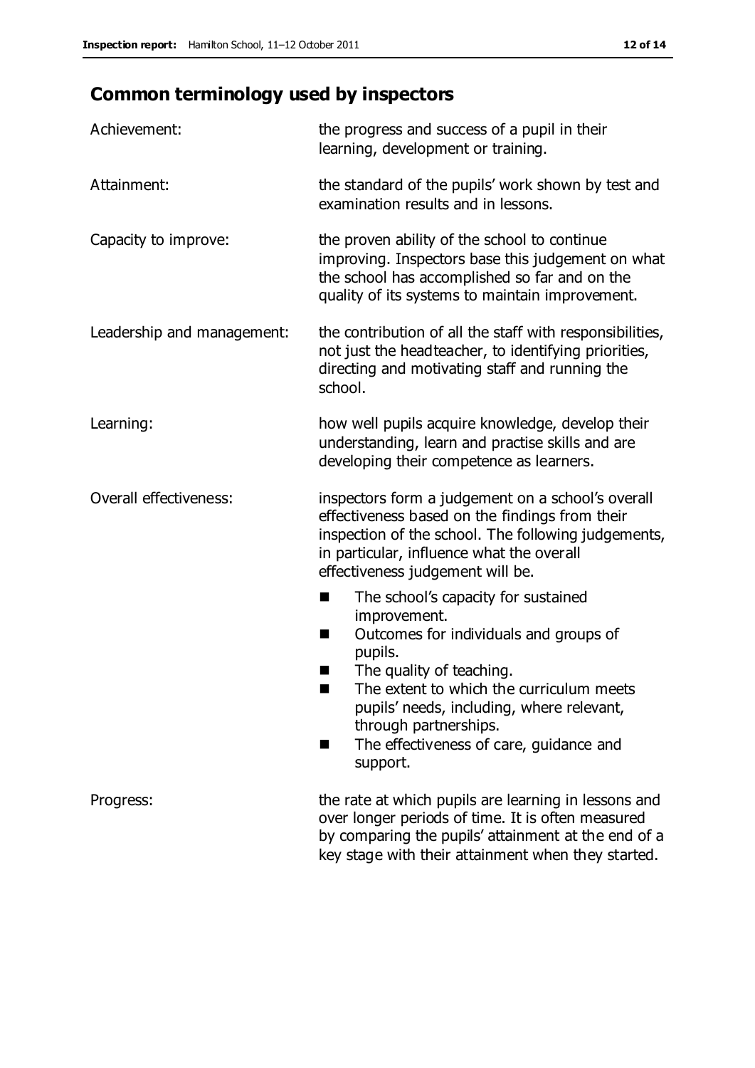## Common terminology used by inspectors

| | |
|---|---|
| Achievement: | the progress and success of a pupil in their learning, development or training. |
| Attainment: | the standard of the pupils' work shown by test and examination results and in lessons. |
| Capacity to improve: | the proven ability of the school to continue improving. Inspectors base this judgement on what the school has accomplished so far and on the quality of its systems to maintain improvement. |
| Leadership and management: | the contribution of all the staff with responsibilities, not just the headteacher, to identifying priorities, directing and motivating staff and running the school. |
| Learning: | how well pupils acquire knowledge, develop their understanding, learn and practise skills and are developing their competence as learners. |
| Overall effectiveness: | inspectors form a judgement on a school's overall effectiveness based on the findings from their inspection of the school. The following judgements, in particular, influence what the overall effectiveness judgement will be. <br>■ The school's capacity for sustained improvement.<br>■ Outcomes for individuals and groups of pupils.<br>■ The quality of teaching.<br>■ The extent to which the curriculum meets pupils' needs, including, where relevant, through partnerships.<br>■ The effectiveness of care, guidance and support. |
| Progress: | the rate at which pupils are learning in lessons and over longer periods of time. It is often measured by comparing the pupils' attainment at the end of a key stage with their attainment when they started. |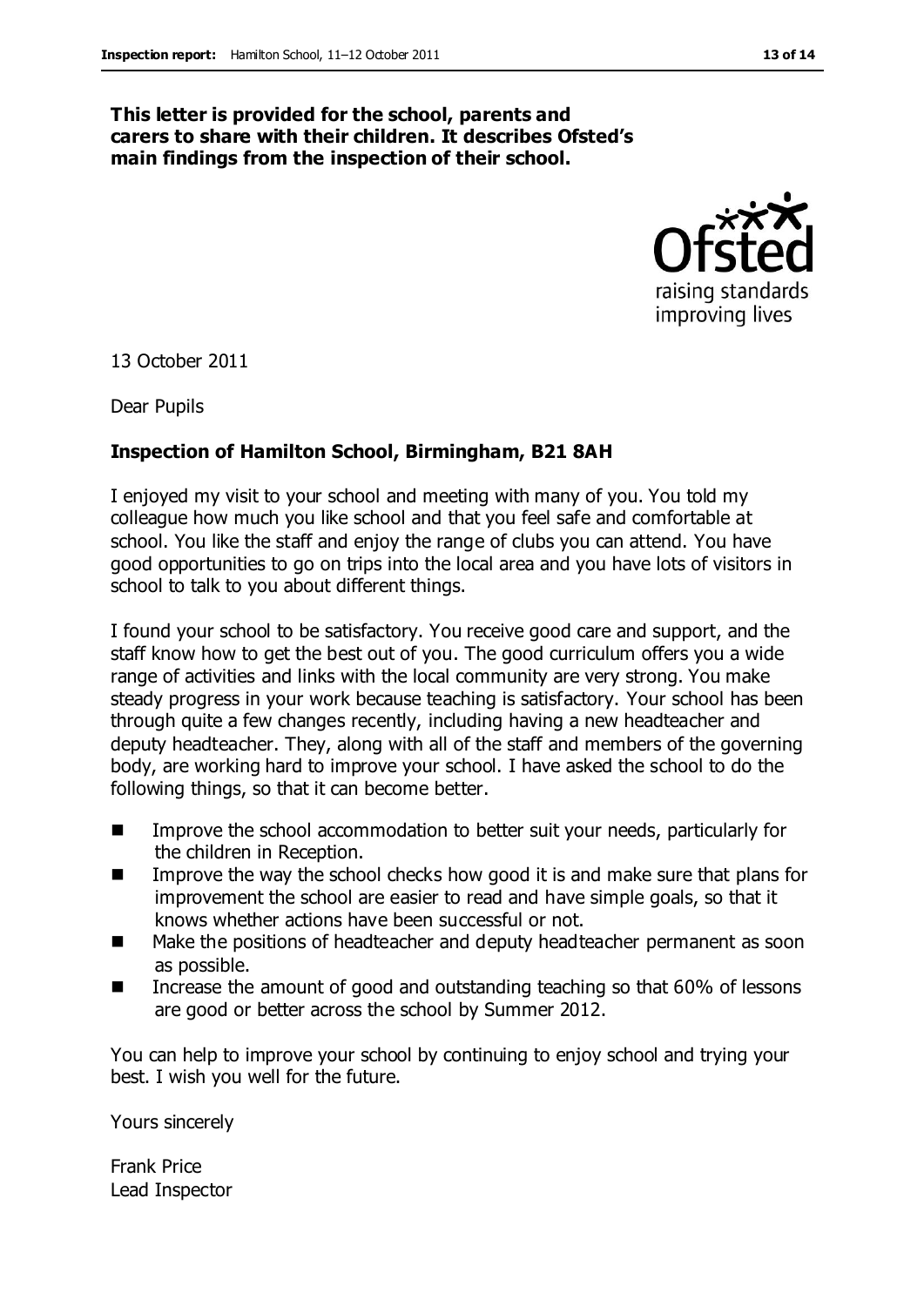**This letter is provided for the school, parents and carers to share with their children. It describes Ofsted's main findings from the inspection of their school.**

13 October 2011

Dear Pupils

**Inspection of Hamilton School, Birmingham, B21 8AH**

I enjoyed my visit to your school and meeting with many of you. You told my colleague how much you like school and that you feel safe and comfortable at school. You like the staff and enjoy the range of clubs you can attend. You have good opportunities to go on trips into the local area and you have lots of visitors in school to talk to you about different things.

I found your school to be satisfactory. You receive good care and support, and the staff know how to get the best out of you. The good curriculum offers you a wide range of activities and links with the local community are very strong. You make steady progress in your work because teaching is satisfactory. Your school has been through quite a few changes recently, including having a new headteacher and deputy headteacher. They, along with all of the staff and members of the governing body, are working hard to improve your school. I have asked the school to do the following things, so that it can become better.

- Improve the school accommodation to better suit your needs, particularly for the children in Reception.
- Improve the way the school checks how good it is and make sure that plans for improvement the school are easier to read and have simple goals, so that it knows whether actions have been successful or not.
- Make the positions of headteacher and deputy headteacher permanent as soon as possible.
- Increase the amount of good and outstanding teaching so that 60% of lessons are good or better across the school by Summer 2012.

You can help to improve your school by continuing to enjoy school and trying your best. I wish you well for the future.

Yours sincerely

Frank Price
Lead Inspector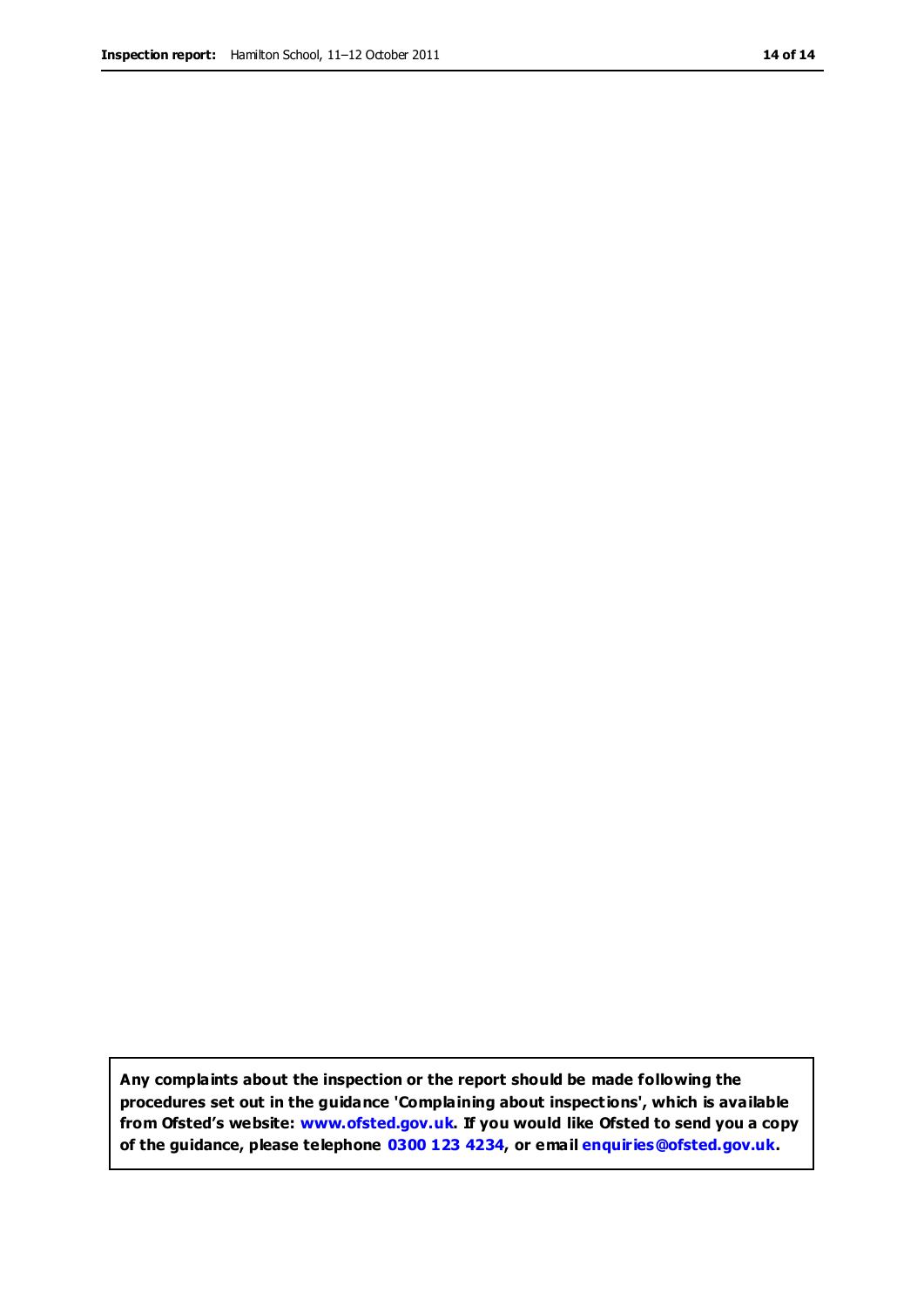**Any complaints about the inspection or the report should be made following the procedures set out in the guidance 'Complaining about inspections', which is available from Ofsted's website: www.ofsted.gov.uk. If you would like Ofsted to send you a copy of the guidance, please telephone 0300 123 4234, or email enquiries@ofsted.gov.uk.**